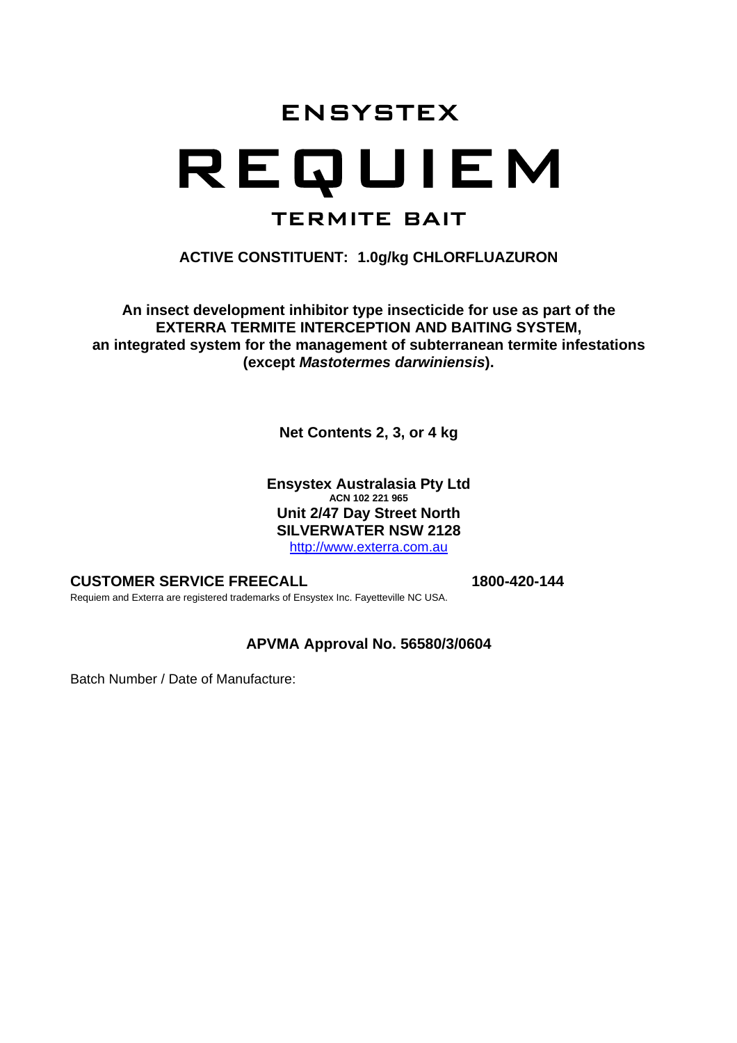# ENSYSTEX

# REQUIEM

## TERMITE BAIT

**ACTIVE CONSTITUENT: 1.0g/kg CHLORFLUAZURON**

**An insect development inhibitor type insecticide for use as part of the EXTERRA TERMITE INTERCEPTION AND BAITING SYSTEM, an integrated system for the management of subterranean termite infestations (except *Mastotermes darwiniensis*).**

**Net Contents 2, 3, or 4 kg**

**Ensystex Australasia Pty Ltd**
**ACN 102 221 965**
**Unit 2/47 Day Street North**
**SILVERWATER NSW 2128**
http://www.exterra.com.au

**CUSTOMER SERVICE FREECALL 1800-420-144**

Requiem and Exterra are registered trademarks of Ensystex Inc. Fayetteville NC USA.

**APVMA Approval No. 56580/3/0604**

Batch Number / Date of Manufacture: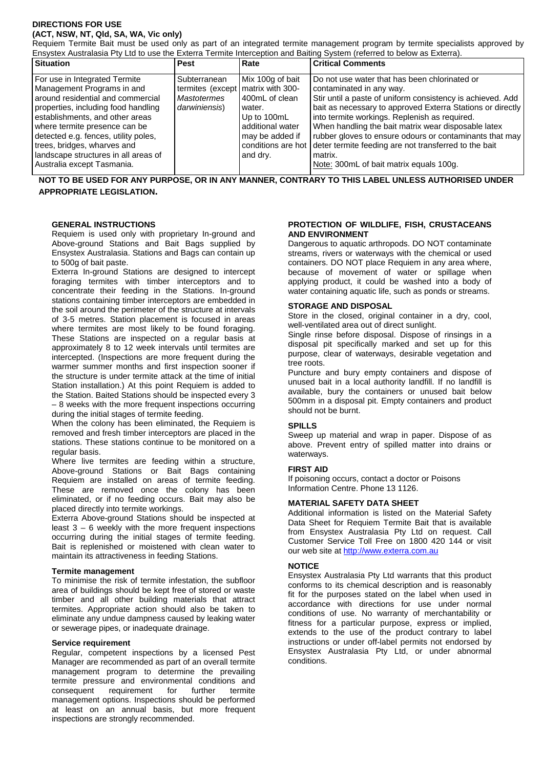**DIRECTIONS FOR USE**
**(ACT, NSW, NT, Qld, SA, WA, Vic only)**

Requiem Termite Bait must be used only as part of an integrated termite management program by termite specialists approved by Ensystex Australasia Pty Ltd to use the Exterra Termite Interception and Baiting System (referred to below as Exterra).

| Situation | Pest | Rate | Critical Comments |
|---|---|---|---|
| For use in Integrated Termite Management Programs in and around residential and commercial properties, including food handling establishments, and other areas where termite presence can be detected e.g. fences, utility poles, trees, bridges, wharves and landscape structures in all areas of Australia except Tasmania. | Subterranean termites (except *Mastotermes darwiniensis*) | Mix 100g of bait matrix with 300-400mL of clean water. Up to 100mL additional water may be added if conditions are hot and dry. | Do not use water that has been chlorinated or contaminated in any way. Stir until a paste of uniform consistency is achieved. Add bait as necessary to approved Exterra Stations or directly into termite workings. Replenish as required. When handling the bait matrix wear disposable latex rubber gloves to ensure odours or contaminants that may deter termite feeding are not transferred to the bait matrix. Note: 300mL of bait matrix equals 100g. |

**NOT TO BE USED FOR ANY PURPOSE, OR IN ANY MANNER, CONTRARY TO THIS LABEL UNLESS AUTHORISED UNDER APPROPRIATE LEGISLATION.**

**GENERAL INSTRUCTIONS**

Requiem is used only with proprietary In-ground and Above-ground Stations and Bait Bags supplied by Ensystex Australasia. Stations and Bags can contain up to 500g of bait paste.

Exterra In-ground Stations are designed to intercept foraging termites with timber interceptors and to concentrate their feeding in the Stations. In-ground stations containing timber interceptors are embedded in the soil around the perimeter of the structure at intervals of 3-5 metres. Station placement is focused in areas where termites are most likely to be found foraging. These Stations are inspected on a regular basis at approximately 8 to 12 week intervals until termites are intercepted. (Inspections are more frequent during the warmer summer months and first inspection sooner if the structure is under termite attack at the time of initial Station installation.) At this point Requiem is added to the Station. Baited Stations should be inspected every 3 – 8 weeks with the more frequent inspections occurring during the initial stages of termite feeding.

When the colony has been eliminated, the Requiem is removed and fresh timber interceptors are placed in the stations. These stations continue to be monitored on a regular basis.

Where live termites are feeding within a structure, Above-ground Stations or Bait Bags containing Requiem are installed on areas of termite feeding. These are removed once the colony has been eliminated, or if no feeding occurs. Bait may also be placed directly into termite workings.

Exterra Above-ground Stations should be inspected at least 3 – 6 weekly with the more frequent inspections occurring during the initial stages of termite feeding. Bait is replenished or moistened with clean water to maintain its attractiveness in feeding Stations.

**Termite management**

To minimise the risk of termite infestation, the subfloor area of buildings should be kept free of stored or waste timber and all other building materials that attract termites. Appropriate action should also be taken to eliminate any undue dampness caused by leaking water or sewerage pipes, or inadequate drainage.

**Service requirement**

Regular, competent inspections by a licensed Pest Manager are recommended as part of an overall termite management program to determine the prevailing termite pressure and environmental conditions and consequent requirement for further termite management options. Inspections should be performed at least on an annual basis, but more frequent inspections are strongly recommended.

**PROTECTION OF WILDLIFE, FISH, CRUSTACEANS AND ENVIRONMENT**

Dangerous to aquatic arthropods. DO NOT contaminate streams, rivers or waterways with the chemical or used containers. DO NOT place Requiem in any area where, because of movement of water or spillage when applying product, it could be washed into a body of water containing aquatic life, such as ponds or streams.

**STORAGE AND DISPOSAL**

Store in the closed, original container in a dry, cool, well-ventilated area out of direct sunlight.

Single rinse before disposal. Dispose of rinsings in a disposal pit specifically marked and set up for this purpose, clear of waterways, desirable vegetation and tree roots.

Puncture and bury empty containers and dispose of unused bait in a local authority landfill. If no landfill is available, bury the containers or unused bait below 500mm in a disposal pit. Empty containers and product should not be burnt.

**SPILLS**

Sweep up material and wrap in paper. Dispose of as above. Prevent entry of spilled matter into drains or waterways.

**FIRST AID**

If poisoning occurs, contact a doctor or Poisons Information Centre. Phone 13 1126.

**MATERIAL SAFETY DATA SHEET**

Additional information is listed on the Material Safety Data Sheet for Requiem Termite Bait that is available from Ensystex Australasia Pty Ltd on request. Call Customer Service Toll Free on 1800 420 144 or visit our web site at http://www.exterra.com.au

**NOTICE**

Ensystex Australasia Pty Ltd warrants that this product conforms to its chemical description and is reasonably fit for the purposes stated on the label when used in accordance with directions for use under normal conditions of use. No warranty of merchantability or fitness for a particular purpose, express or implied, extends to the use of the product contrary to label instructions or under off-label permits not endorsed by Ensystex Australasia Pty Ltd, or under abnormal conditions.